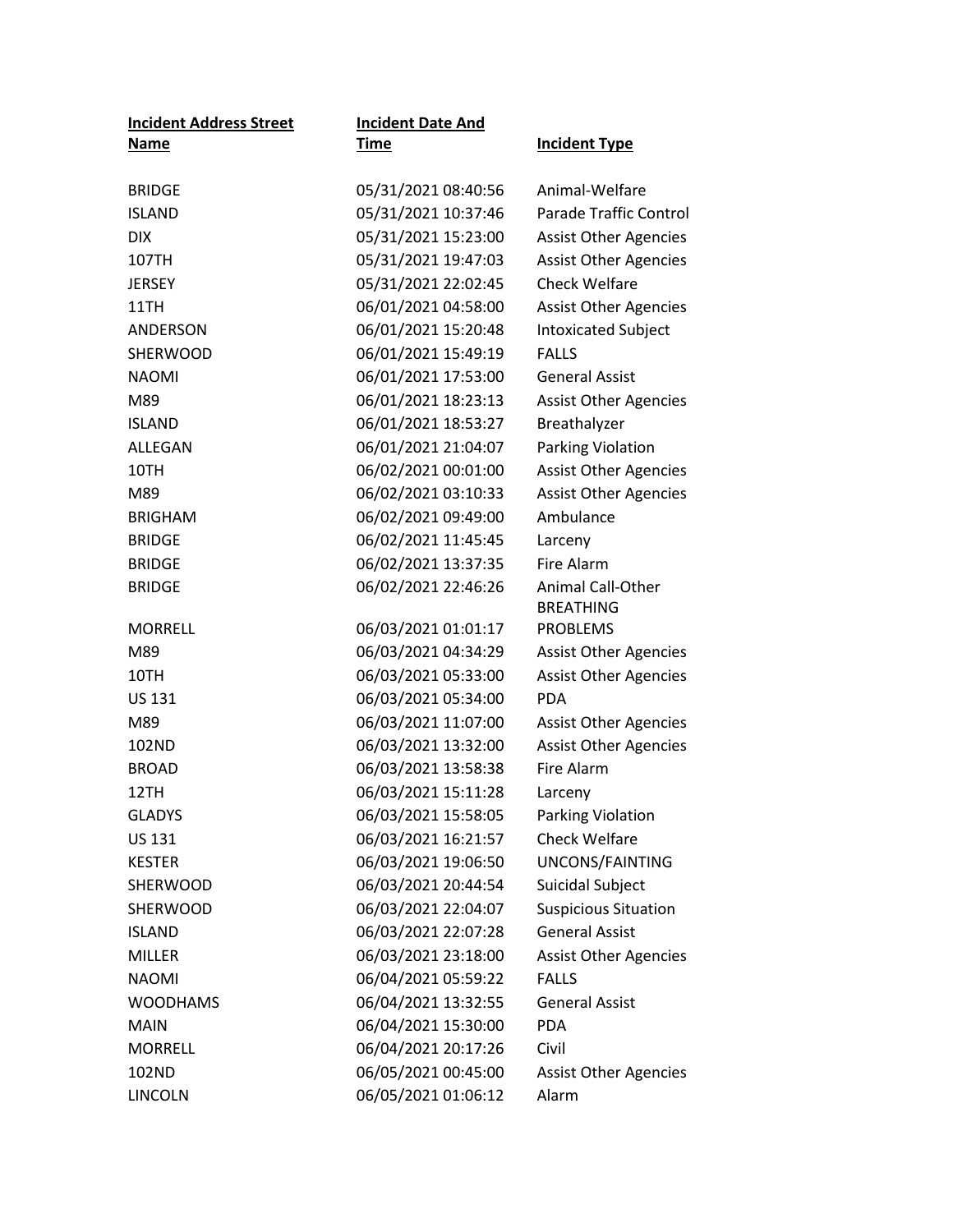| Incident Address Street Name | Incident Date And Time | Incident Type |
|---|---|---|
| BRIDGE | 05/31/2021 08:40:56 | Animal-Welfare |
| ISLAND | 05/31/2021 10:37:46 | Parade Traffic Control |
| DIX | 05/31/2021 15:23:00 | Assist Other Agencies |
| 107TH | 05/31/2021 19:47:03 | Assist Other Agencies |
| JERSEY | 05/31/2021 22:02:45 | Check Welfare |
| 11TH | 06/01/2021 04:58:00 | Assist Other Agencies |
| ANDERSON | 06/01/2021 15:20:48 | Intoxicated Subject |
| SHERWOOD | 06/01/2021 15:49:19 | FALLS |
| NAOMI | 06/01/2021 17:53:00 | General Assist |
| M89 | 06/01/2021 18:23:13 | Assist Other Agencies |
| ISLAND | 06/01/2021 18:53:27 | Breathalyzer |
| ALLEGAN | 06/01/2021 21:04:07 | Parking Violation |
| 10TH | 06/02/2021 00:01:00 | Assist Other Agencies |
| M89 | 06/02/2021 03:10:33 | Assist Other Agencies |
| BRIGHAM | 06/02/2021 09:49:00 | Ambulance |
| BRIDGE | 06/02/2021 11:45:45 | Larceny |
| BRIDGE | 06/02/2021 13:37:35 | Fire Alarm |
| BRIDGE | 06/02/2021 22:46:26 | Animal Call-Other |
| MORRELL | 06/03/2021 01:01:17 | BREATHING PROBLEMS |
| M89 | 06/03/2021 04:34:29 | Assist Other Agencies |
| 10TH | 06/03/2021 05:33:00 | Assist Other Agencies |
| US 131 | 06/03/2021 05:34:00 | PDA |
| M89 | 06/03/2021 11:07:00 | Assist Other Agencies |
| 102ND | 06/03/2021 13:32:00 | Assist Other Agencies |
| BROAD | 06/03/2021 13:58:38 | Fire Alarm |
| 12TH | 06/03/2021 15:11:28 | Larceny |
| GLADYS | 06/03/2021 15:58:05 | Parking Violation |
| US 131 | 06/03/2021 16:21:57 | Check Welfare |
| KESTER | 06/03/2021 19:06:50 | UNCONS/FAINTING |
| SHERWOOD | 06/03/2021 20:44:54 | Suicidal Subject |
| SHERWOOD | 06/03/2021 22:04:07 | Suspicious Situation |
| ISLAND | 06/03/2021 22:07:28 | General Assist |
| MILLER | 06/03/2021 23:18:00 | Assist Other Agencies |
| NAOMI | 06/04/2021 05:59:22 | FALLS |
| WOODHAMS | 06/04/2021 13:32:55 | General Assist |
| MAIN | 06/04/2021 15:30:00 | PDA |
| MORRELL | 06/04/2021 20:17:26 | Civil |
| 102ND | 06/05/2021 00:45:00 | Assist Other Agencies |
| LINCOLN | 06/05/2021 01:06:12 | Alarm |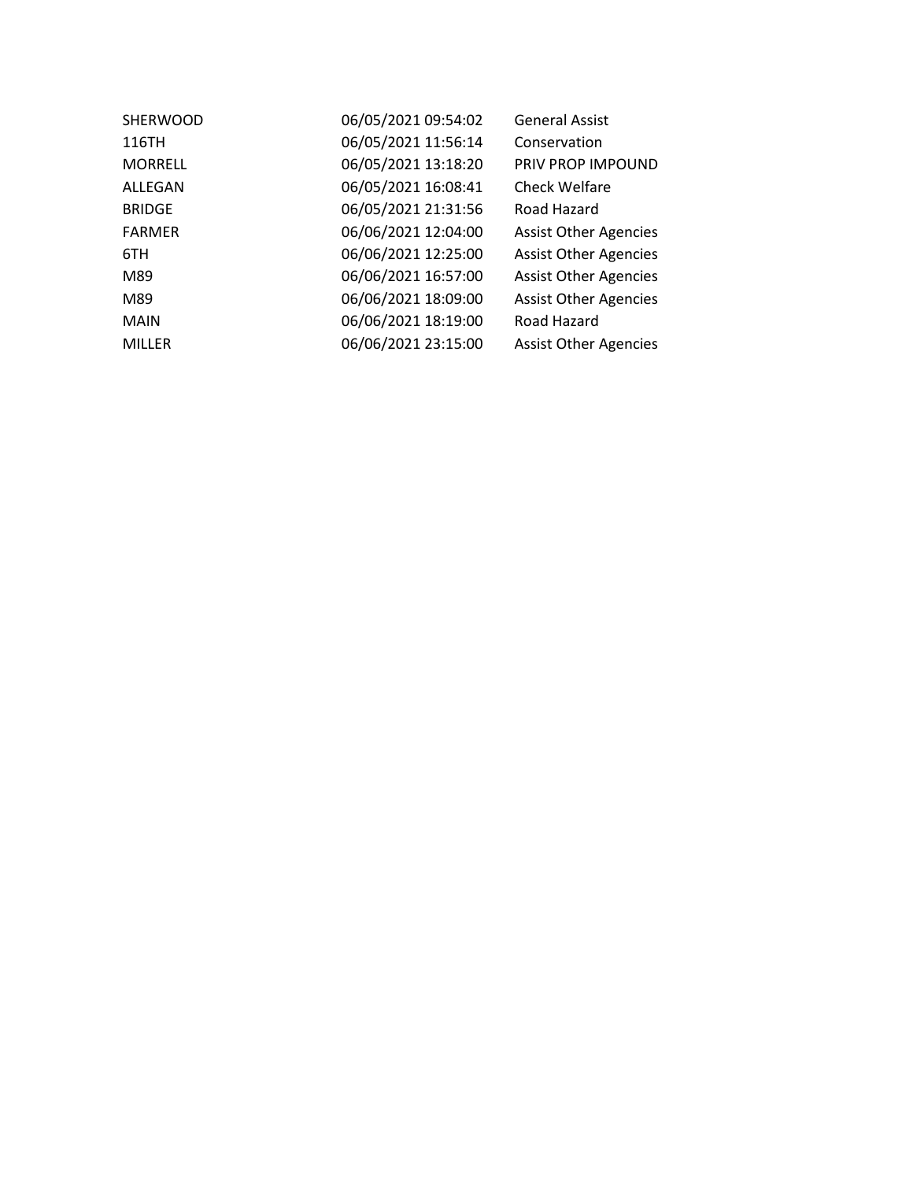| | | |
|---|---|---|
| SHERWOOD | 06/05/2021 09:54:02 | General Assist |
| 116TH | 06/05/2021 11:56:14 | Conservation |
| MORRELL | 06/05/2021 13:18:20 | PRIV PROP IMPOUND |
| ALLEGAN | 06/05/2021 16:08:41 | Check Welfare |
| BRIDGE | 06/05/2021 21:31:56 | Road Hazard |
| FARMER | 06/06/2021 12:04:00 | Assist Other Agencies |
| 6TH | 06/06/2021 12:25:00 | Assist Other Agencies |
| M89 | 06/06/2021 16:57:00 | Assist Other Agencies |
| M89 | 06/06/2021 18:09:00 | Assist Other Agencies |
| MAIN | 06/06/2021 18:19:00 | Road Hazard |
| MILLER | 06/06/2021 23:15:00 | Assist Other Agencies |